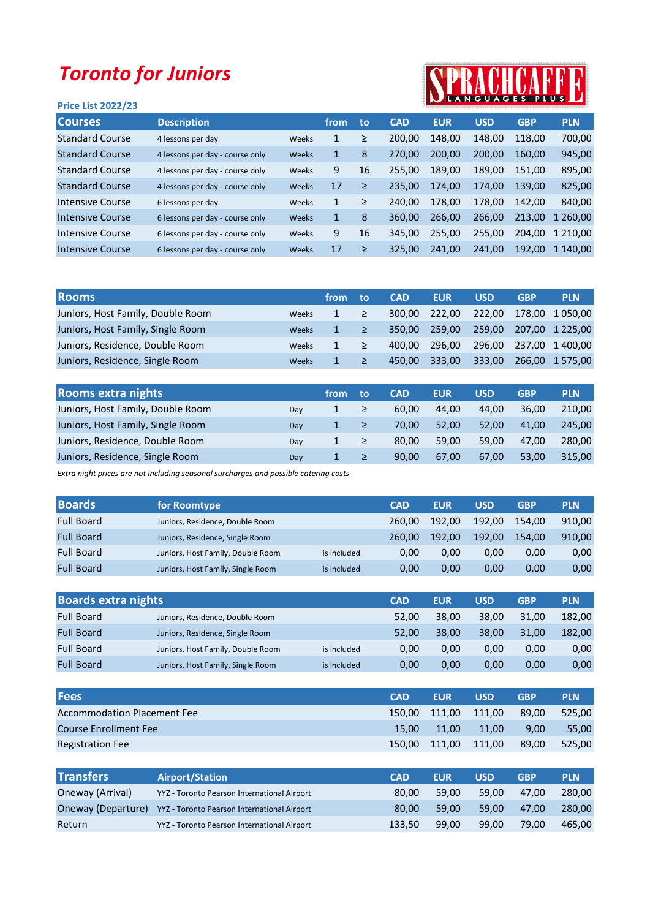# Toronto for Juniors

SPRACHCAFFE LANGUAGES PLUS

### Price List 2022/23

| Courses | Description | | from | to | CAD | EUR | USD | GBP | PLN |
|---|---|---|---|---|---|---|---|---|---|
| Standard Course | 4 lessons per day | Weeks | 1 | ≥ | 200,00 | 148,00 | 148,00 | 118,00 | 700,00 |
| Standard Course | 4 lessons per day - course only | Weeks | 1 | 8 | 270,00 | 200,00 | 200,00 | 160,00 | 945,00 |
| Standard Course | 4 lessons per day - course only | Weeks | 9 | 16 | 255,00 | 189,00 | 189,00 | 151,00 | 895,00 |
| Standard Course | 4 lessons per day - course only | Weeks | 17 | ≥ | 235,00 | 174,00 | 174,00 | 139,00 | 825,00 |
| Intensive Course | 6 lessons per day | Weeks | 1 | ≥ | 240,00 | 178,00 | 178,00 | 142,00 | 840,00 |
| Intensive Course | 6 lessons per day - course only | Weeks | 1 | 8 | 360,00 | 266,00 | 266,00 | 213,00 | 1 260,00 |
| Intensive Course | 6 lessons per day - course only | Weeks | 9 | 16 | 345,00 | 255,00 | 255,00 | 204,00 | 1 210,00 |
| Intensive Course | 6 lessons per day - course only | Weeks | 17 | ≥ | 325,00 | 241,00 | 241,00 | 192,00 | 1 140,00 |

| Rooms | | from | to | CAD | EUR | USD | GBP | PLN |
|---|---|---|---|---|---|---|---|---|
| Juniors, Host Family, Double Room | Weeks | 1 | ≥ | 300,00 | 222,00 | 222,00 | 178,00 | 1 050,00 |
| Juniors, Host Family, Single Room | Weeks | 1 | ≥ | 350,00 | 259,00 | 259,00 | 207,00 | 1 225,00 |
| Juniors, Residence, Double Room | Weeks | 1 | ≥ | 400,00 | 296,00 | 296,00 | 237,00 | 1 400,00 |
| Juniors, Residence, Single Room | Weeks | 1 | ≥ | 450,00 | 333,00 | 333,00 | 266,00 | 1 575,00 |

| Rooms extra nights | | from | to | CAD | EUR | USD | GBP | PLN |
|---|---|---|---|---|---|---|---|---|
| Juniors, Host Family, Double Room | Day | 1 | ≥ | 60,00 | 44,00 | 44,00 | 36,00 | 210,00 |
| Juniors, Host Family, Single Room | Day | 1 | ≥ | 70,00 | 52,00 | 52,00 | 41,00 | 245,00 |
| Juniors, Residence, Double Room | Day | 1 | ≥ | 80,00 | 59,00 | 59,00 | 47,00 | 280,00 |
| Juniors, Residence, Single Room | Day | 1 | ≥ | 90,00 | 67,00 | 67,00 | 53,00 | 315,00 |

*Extra night prices are not including seasonal surcharges and possible catering costs*

| Boards | for Roomtype | | CAD | EUR | USD | GBP | PLN |
|---|---|---|---|---|---|---|---|
| Full Board | Juniors, Residence, Double Room | | 260,00 | 192,00 | 192,00 | 154,00 | 910,00 |
| Full Board | Juniors, Residence, Single Room | | 260,00 | 192,00 | 192,00 | 154,00 | 910,00 |
| Full Board | Juniors, Host Family, Double Room | is included | 0,00 | 0,00 | 0,00 | 0,00 | 0,00 |
| Full Board | Juniors, Host Family, Single Room | is included | 0,00 | 0,00 | 0,00 | 0,00 | 0,00 |

| Boards extra nights | | | CAD | EUR | USD | GBP | PLN |
|---|---|---|---|---|---|---|---|
| Full Board | Juniors, Residence, Double Room | | 52,00 | 38,00 | 38,00 | 31,00 | 182,00 |
| Full Board | Juniors, Residence, Single Room | | 52,00 | 38,00 | 38,00 | 31,00 | 182,00 |
| Full Board | Juniors, Host Family, Double Room | is included | 0,00 | 0,00 | 0,00 | 0,00 | 0,00 |
| Full Board | Juniors, Host Family, Single Room | is included | 0,00 | 0,00 | 0,00 | 0,00 | 0,00 |

| Fees | CAD | EUR | USD | GBP | PLN |
|---|---|---|---|---|---|
| Accommodation Placement Fee | 150,00 | 111,00 | 111,00 | 89,00 | 525,00 |
| Course Enrollment Fee | 15,00 | 11,00 | 11,00 | 9,00 | 55,00 |
| Registration Fee | 150,00 | 111,00 | 111,00 | 89,00 | 525,00 |

| Transfers | Airport/Station | CAD | EUR | USD | GBP | PLN |
|---|---|---|---|---|---|---|
| Oneway (Arrival) | YYZ - Toronto Pearson International Airport | 80,00 | 59,00 | 59,00 | 47,00 | 280,00 |
| Oneway (Departure) | YYZ - Toronto Pearson International Airport | 80,00 | 59,00 | 59,00 | 47,00 | 280,00 |
| Return | YYZ - Toronto Pearson International Airport | 133,50 | 99,00 | 99,00 | 79,00 | 465,00 |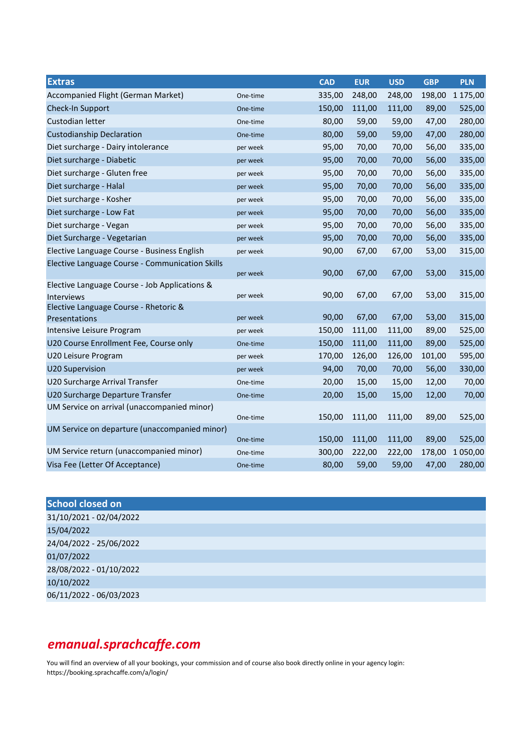| Extras | | CAD | EUR | USD | GBP | PLN |
|---|---|---|---|---|---|---|
| Accompanied Flight (German Market) | One-time | 335,00 | 248,00 | 248,00 | 198,00 | 1 175,00 |
| Check-In Support | One-time | 150,00 | 111,00 | 111,00 | 89,00 | 525,00 |
| Custodian letter | One-time | 80,00 | 59,00 | 59,00 | 47,00 | 280,00 |
| Custodianship Declaration | One-time | 80,00 | 59,00 | 59,00 | 47,00 | 280,00 |
| Diet surcharge - Dairy intolerance | per week | 95,00 | 70,00 | 70,00 | 56,00 | 335,00 |
| Diet surcharge - Diabetic | per week | 95,00 | 70,00 | 70,00 | 56,00 | 335,00 |
| Diet surcharge - Gluten free | per week | 95,00 | 70,00 | 70,00 | 56,00 | 335,00 |
| Diet surcharge - Halal | per week | 95,00 | 70,00 | 70,00 | 56,00 | 335,00 |
| Diet surcharge - Kosher | per week | 95,00 | 70,00 | 70,00 | 56,00 | 335,00 |
| Diet surcharge - Low Fat | per week | 95,00 | 70,00 | 70,00 | 56,00 | 335,00 |
| Diet surcharge - Vegan | per week | 95,00 | 70,00 | 70,00 | 56,00 | 335,00 |
| Diet Surcharge - Vegetarian | per week | 95,00 | 70,00 | 70,00 | 56,00 | 335,00 |
| Elective Language Course - Business English | per week | 90,00 | 67,00 | 67,00 | 53,00 | 315,00 |
| Elective Language Course - Communication Skills | per week | 90,00 | 67,00 | 67,00 | 53,00 | 315,00 |
| Elective Language Course - Job Applications & Interviews | per week | 90,00 | 67,00 | 67,00 | 53,00 | 315,00 |
| Elective Language Course - Rhetoric & Presentations | per week | 90,00 | 67,00 | 67,00 | 53,00 | 315,00 |
| Intensive Leisure Program | per week | 150,00 | 111,00 | 111,00 | 89,00 | 525,00 |
| U20 Course Enrollment Fee, Course only | One-time | 150,00 | 111,00 | 111,00 | 89,00 | 525,00 |
| U20 Leisure Program | per week | 170,00 | 126,00 | 126,00 | 101,00 | 595,00 |
| U20 Supervision | per week | 94,00 | 70,00 | 70,00 | 56,00 | 330,00 |
| U20 Surcharge Arrival Transfer | One-time | 20,00 | 15,00 | 15,00 | 12,00 | 70,00 |
| U20 Surcharge Departure Transfer | One-time | 20,00 | 15,00 | 15,00 | 12,00 | 70,00 |
| UM Service on arrival (unaccompanied minor) | One-time | 150,00 | 111,00 | 111,00 | 89,00 | 525,00 |
| UM Service on departure (unaccompanied minor) | One-time | 150,00 | 111,00 | 111,00 | 89,00 | 525,00 |
| UM Service return (unaccompanied minor) | One-time | 300,00 | 222,00 | 222,00 | 178,00 | 1 050,00 |
| Visa Fee (Letter Of Acceptance) | One-time | 80,00 | 59,00 | 59,00 | 47,00 | 280,00 |

| School closed on |
|---|
| 31/10/2021 - 02/04/2022 |
| 15/04/2022 |
| 24/04/2022 - 25/06/2022 |
| 01/07/2022 |
| 28/08/2022 - 01/10/2022 |
| 10/10/2022 |
| 06/11/2022 - 06/03/2023 |

## *emanual.sprachcaffe.com*

You will find an overview of all your bookings, your commission and of course also book directly online in your agency login:
https://booking.sprachcaffe.com/a/login/